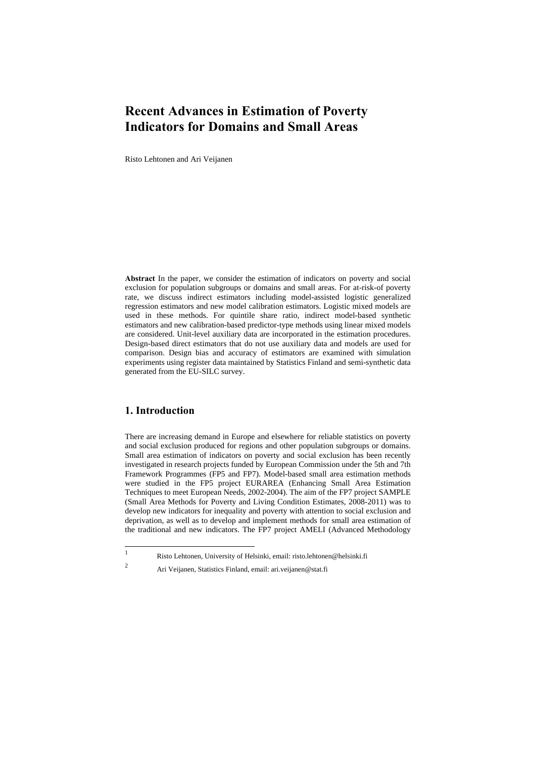# Recent Advances in Estimation of Poverty Indicators for Domains and Small Areas

Risto Lehtonen and Ari Veijanen

**Abstract** In the paper, we consider the estimation of indicators on poverty and social exclusion for population subgroups or domains and small areas. For at-risk-of poverty rate, we discuss indirect estimators including model-assisted logistic generalized regression estimators and new model calibration estimators. Logistic mixed models are used in these methods. For quintile share ratio, indirect model-based synthetic estimators and new calibration-based predictor-type methods using linear mixed models are considered. Unit-level auxiliary data are incorporated in the estimation procedures. Design-based direct estimators that do not use auxiliary data and models are used for comparison. Design bias and accuracy of estimators are examined with simulation experiments using register data maintained by Statistics Finland and semi-synthetic data generated from the EU-SILC survey.

## 1. Introduction

There are increasing demand in Europe and elsewhere for reliable statistics on poverty and social exclusion produced for regions and other population subgroups or domains. Small area estimation of indicators on poverty and social exclusion has been recently investigated in research projects funded by European Commission under the 5th and 7th Framework Programmes (FP5 and FP7). Model-based small area estimation methods were studied in the FP5 project EURAREA (Enhancing Small Area Estimation Techniques to meet European Needs, 2002-2004). The aim of the FP7 project SAMPLE (Small Area Methods for Poverty and Living Condition Estimates, 2008-2011) was to develop new indicators for inequality and poverty with attention to social exclusion and deprivation, as well as to develop and implement methods for small area estimation of the traditional and new indicators. The FP7 project AMELI (Advanced Methodology

---

[1] Risto Lehtonen, University of Helsinki, email: risto.lehtonen@helsinki.fi

[2] Ari Veijanen, Statistics Finland, email: ari.veijanen@stat.fi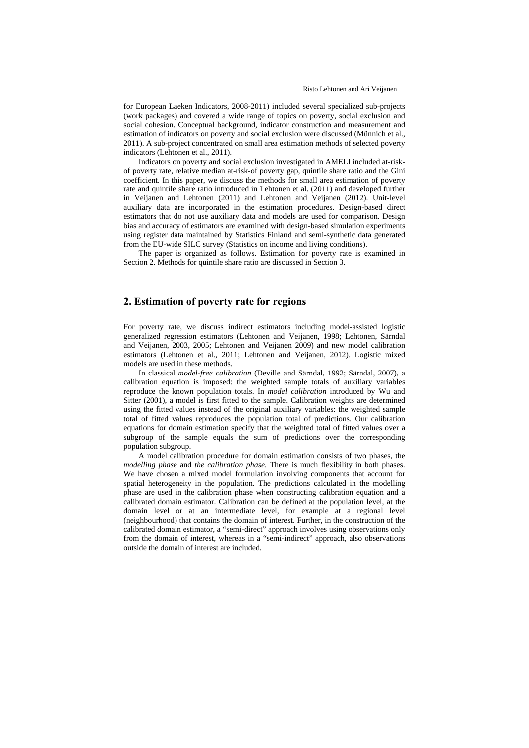for European Laeken Indicators, 2008-2011) included several specialized sub-projects (work packages) and covered a wide range of topics on poverty, social exclusion and social cohesion. Conceptual background, indicator construction and measurement and estimation of indicators on poverty and social exclusion were discussed (Münnich et al., 2011). A sub-project concentrated on small area estimation methods of selected poverty indicators (Lehtonen et al., 2011).

Indicators on poverty and social exclusion investigated in AMELI included at-risk-of poverty rate, relative median at-risk-of poverty gap, quintile share ratio and the Gini coefficient. In this paper, we discuss the methods for small area estimation of poverty rate and quintile share ratio introduced in Lehtonen et al. (2011) and developed further in Veijanen and Lehtonen (2011) and Lehtonen and Veijanen (2012). Unit-level auxiliary data are incorporated in the estimation procedures. Design-based direct estimators that do not use auxiliary data and models are used for comparison. Design bias and accuracy of estimators are examined with design-based simulation experiments using register data maintained by Statistics Finland and semi-synthetic data generated from the EU-wide SILC survey (Statistics on income and living conditions).

The paper is organized as follows. Estimation for poverty rate is examined in Section 2. Methods for quintile share ratio are discussed in Section 3.

## 2. Estimation of poverty rate for regions

For poverty rate, we discuss indirect estimators including model-assisted logistic generalized regression estimators (Lehtonen and Veijanen, 1998; Lehtonen, Särndal and Veijanen, 2003, 2005; Lehtonen and Veijanen 2009) and new model calibration estimators (Lehtonen et al., 2011; Lehtonen and Veijanen, 2012). Logistic mixed models are used in these methods.

In classical *model-free calibration* (Deville and Särndal, 1992; Särndal, 2007), a calibration equation is imposed: the weighted sample totals of auxiliary variables reproduce the known population totals. In *model calibration* introduced by Wu and Sitter (2001), a model is first fitted to the sample. Calibration weights are determined using the fitted values instead of the original auxiliary variables: the weighted sample total of fitted values reproduces the population total of predictions. Our calibration equations for domain estimation specify that the weighted total of fitted values over a subgroup of the sample equals the sum of predictions over the corresponding population subgroup.

A model calibration procedure for domain estimation consists of two phases, the *modelling phase* and *the calibration phase*. There is much flexibility in both phases. We have chosen a mixed model formulation involving components that account for spatial heterogeneity in the population. The predictions calculated in the modelling phase are used in the calibration phase when constructing calibration equation and a calibrated domain estimator. Calibration can be defined at the population level, at the domain level or at an intermediate level, for example at a regional level (neighbourhood) that contains the domain of interest. Further, in the construction of the calibrated domain estimator, a "semi-direct" approach involves using observations only from the domain of interest, whereas in a "semi-indirect" approach, also observations outside the domain of interest are included.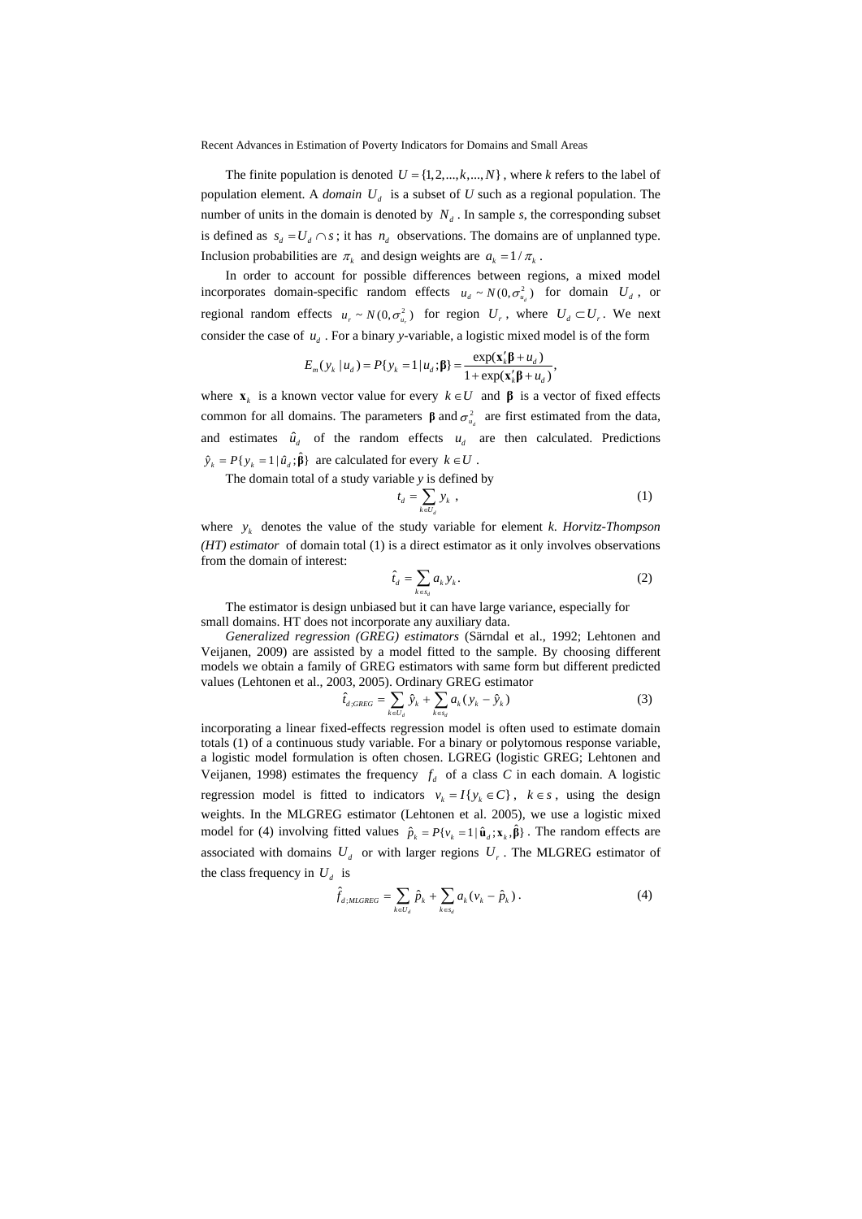The finite population is denoted $U = \{1, 2, ..., k, ..., N\}$, where *k* refers to the label of population element. A *domain* $U_d$ is a subset of *U* such as a regional population. The number of units in the domain is denoted by $N_d$. In sample *s*, the corresponding subset is defined as $s_d = U_d \cap s$; it has $n_d$ observations. The domains are of unplanned type. Inclusion probabilities are $\pi_k$ and design weights are $a_k = 1/\pi_k$.

In order to account for possible differences between regions, a mixed model incorporates domain-specific random effects $u_d \sim N(0, \sigma^2_{u_d})$ for domain $U_d$, or regional random effects $u_r \sim N(0, \sigma^2_{u_r})$ for region $U_r$, where $U_d \subset U_r$. We next consider the case of $u_d$. For a binary *y*-variable, a logistic mixed model is of the form

$$E_m(y_k \mid u_d) = P\{y_k = 1 \mid u_d; \boldsymbol{\beta}\} = \frac{\exp(\mathbf{x}_k'\boldsymbol{\beta} + u_d)}{1 + \exp(\mathbf{x}_k'\boldsymbol{\beta} + u_d)},$$

where $\mathbf{x}_k$ is a known vector value for every $k \in U$ and $\boldsymbol{\beta}$ is a vector of fixed effects common for all domains. The parameters $\boldsymbol{\beta}$ and $\sigma^2_{u_d}$ are first estimated from the data, and estimates $\hat{u}_d$ of the random effects $u_d$ are then calculated. Predictions $\hat{y}_k = P\{y_k = 1 \mid \hat{u}_d; \hat{\boldsymbol{\beta}}\}$ are calculated for every $k \in U$.

The domain total of a study variable *y* is defined by

$$t_d = \sum_{k \in U_d} y_k \,, \tag{1}$$

where $y_k$ denotes the value of the study variable for element *k*. *Horvitz-Thompson (HT) estimator* of domain total (1) is a direct estimator as it only involves observations from the domain of interest:

$$\hat{t}_d = \sum_{k \in s_d} a_k y_k. \tag{2}$$

The estimator is design unbiased but it can have large variance, especially for small domains. HT does not incorporate any auxiliary data.

*Generalized regression (GREG) estimators* (Särndal et al., 1992; Lehtonen and Veijanen, 2009) are assisted by a model fitted to the sample. By choosing different models we obtain a family of GREG estimators with same form but different predicted values (Lehtonen et al., 2003, 2005). Ordinary GREG estimator

$$\hat{t}_{d;GREG} = \sum_{k \in U_d} \hat{y}_k + \sum_{k \in s_d} a_k (y_k - \hat{y}_k) \tag{3}$$

incorporating a linear fixed-effects regression model is often used to estimate domain totals (1) of a continuous study variable. For a binary or polytomous response variable, a logistic model formulation is often chosen. LGREG (logistic GREG; Lehtonen and Veijanen, 1998) estimates the frequency $f_d$ of a class *C* in each domain. A logistic regression model is fitted to indicators $v_k = I\{y_k \in C\}$, $k \in s$, using the design weights. In the MLGREG estimator (Lehtonen et al. 2005), we use a logistic mixed model for (4) involving fitted values $\hat{p}_k = P\{v_k = 1 \mid \hat{\mathbf{u}}_d; \mathbf{x}_k, \hat{\boldsymbol{\beta}}\}$. The random effects are associated with domains $U_d$ or with larger regions $U_r$. The MLGREG estimator of the class frequency in $U_d$ is

$$\hat{f}_{d;MLGREG} = \sum_{k \in U_d} \hat{p}_k + \sum_{k \in s_d} a_k (v_k - \hat{p}_k)\,. \tag{4}$$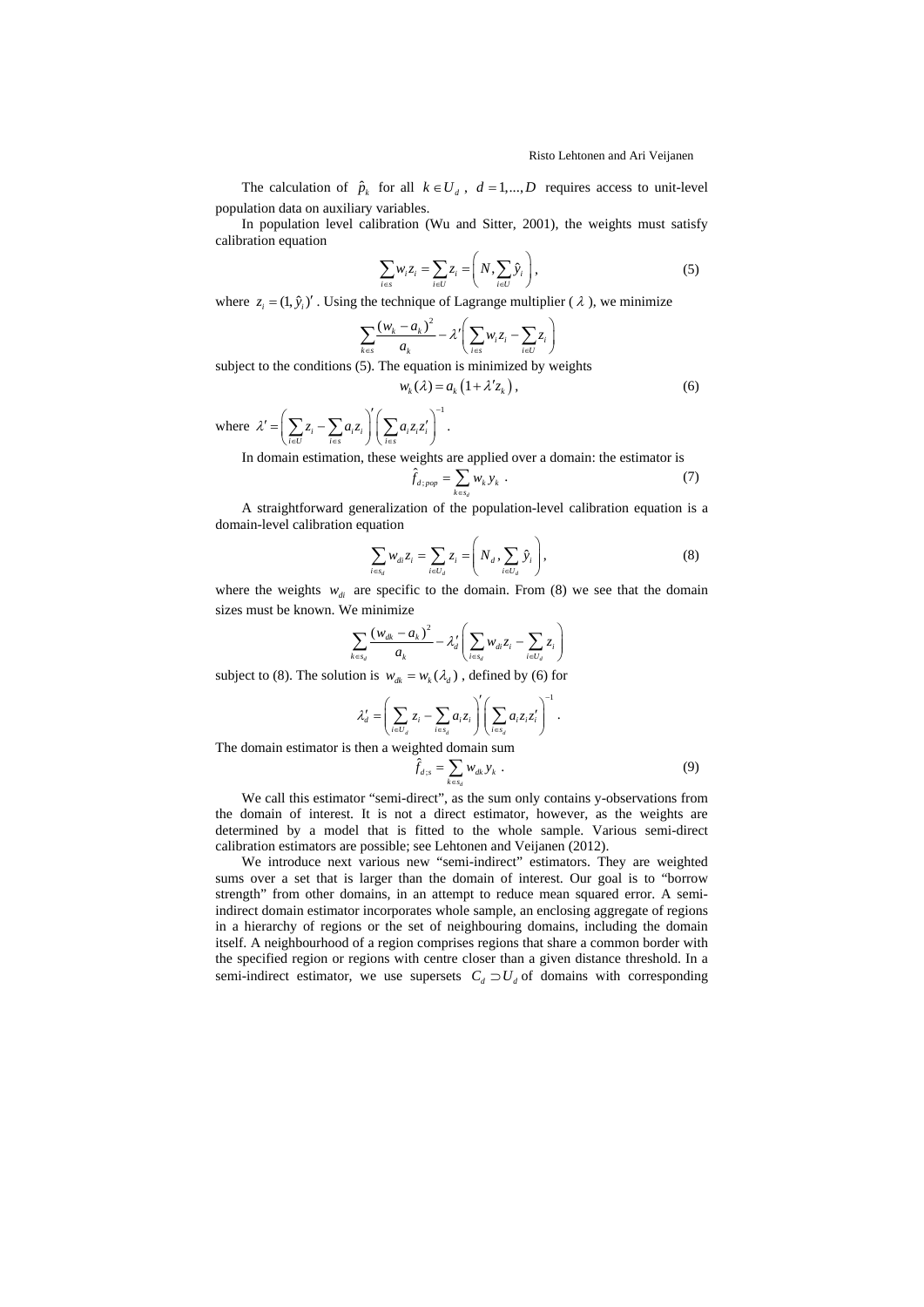The calculation of $\hat{p}_k$ for all $k \in U_d$, $d = 1,...,D$ requires access to unit-level population data on auxiliary variables.

In population level calibration (Wu and Sitter, 2001), the weights must satisfy calibration equation

$$\sum_{i \in s} w_i z_i = \sum_{i \in U} z_i = \left( N, \sum_{i \in U} \hat{y}_i \right), \tag{5}$$

where $z_i = (1, \hat{y}_i)'$. Using the technique of Lagrange multiplier ( $\lambda$ ), we minimize

$$\sum_{k \in s} \frac{(w_k - a_k)^2}{a_k} - \lambda' \left( \sum_{i \in s} w_i z_i - \sum_{i \in U} z_i \right)$$

subject to the conditions (5). The equation is minimized by weights

$$w_k(\lambda) = a_k \left( 1 + \lambda' z_k \right), \tag{6}$$

where $\lambda' = \left( \sum_{i \in U} z_i - \sum_{i \in s} a_i z_i \right)' \left( \sum_{i \in s} a_i z_i z_i' \right)^{-1}$.

In domain estimation, these weights are applied over a domain: the estimator is

$$\hat{f}_{d;pop} = \sum_{k \in s_d} w_k y_k \ . \tag{7}$$

A straightforward generalization of the population-level calibration equation is a domain-level calibration equation

$$\sum_{i \in s_d} w_{di} z_i = \sum_{i \in U_d} z_i = \left( N_d, \sum_{i \in U_d} \hat{y}_i \right), \tag{8}$$

where the weights $w_{di}$ are specific to the domain. From (8) we see that the domain sizes must be known. We minimize

$$\sum_{k \in s_d} \frac{(w_{dk} - a_k)^2}{a_k} - \lambda_d' \left( \sum_{i \in s_d} w_{di} z_i - \sum_{i \in U_d} z_i \right)$$

subject to (8). The solution is $w_{dk} = w_k(\lambda_d)$, defined by (6) for

$$\lambda_d' = \left( \sum_{i \in U_d} z_i - \sum_{i \in s_d} a_i z_i \right)' \left( \sum_{i \in s_d} a_i z_i z_i' \right)^{-1}.$$

The domain estimator is then a weighted domain sum

$$\hat{f}_{d;s} = \sum_{k \in s_d} w_{dk} y_k \ . \tag{9}$$

We call this estimator "semi-direct", as the sum only contains y-observations from the domain of interest. It is not a direct estimator, however, as the weights are determined by a model that is fitted to the whole sample. Various semi-direct calibration estimators are possible; see Lehtonen and Veijanen (2012).

We introduce next various new "semi-indirect" estimators. They are weighted sums over a set that is larger than the domain of interest. Our goal is to "borrow strength" from other domains, in an attempt to reduce mean squared error. A semi-indirect domain estimator incorporates whole sample, an enclosing aggregate of regions in a hierarchy of regions or the set of neighbouring domains, including the domain itself. A neighbourhood of a region comprises regions that share a common border with the specified region or regions with centre closer than a given distance threshold. In a semi-indirect estimator, we use supersets $C_d \supset U_d$ of domains with corresponding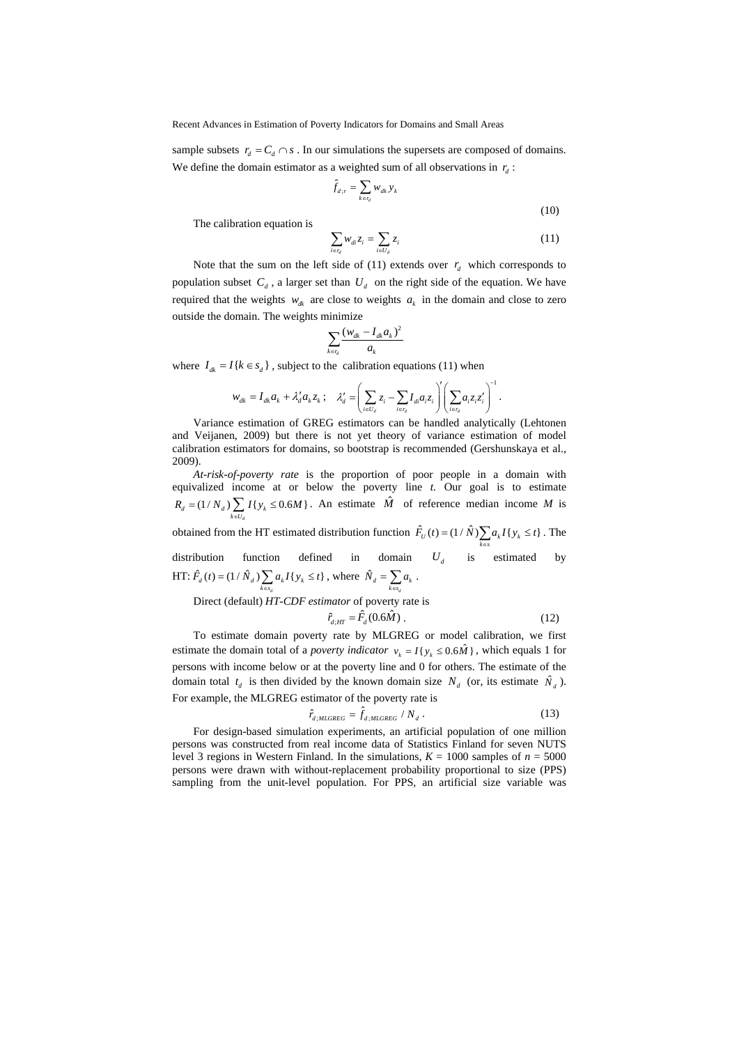sample subsets $r_d = C_d \cap s$ . In our simulations the supersets are composed of domains. We define the domain estimator as a weighted sum of all observations in $r_d$ :

$$\hat{t}_{d;r} = \sum_{k \in r_d} w_{dk} y_k \tag{10}$$

The calibration equation is

$$\sum_{i \in r_d} w_{di} z_i = \sum_{i \in U_d} z_i \tag{11}$$

Note that the sum on the left side of (11) extends over $r_d$ which corresponds to population subset $C_d$ , a larger set than $U_d$ on the right side of the equation. We have required that the weights $w_{dk}$ are close to weights $a_k$ in the domain and close to zero outside the domain. The weights minimize

$$\sum_{k \in r_d} \frac{(w_{dk} - I_{dk} a_k)^2}{a_k}$$

where $I_{dk} = I\{k \in s_d\}$ , subject to the calibration equations (11) when

$$w_{dk} = I_{dk} a_k + \lambda_d' a_k z_k \; ; \quad \lambda_d' = \left( \sum_{i \in U_d} z_i - \sum_{i \in r_d} I_{di} a_i z_i \right)' \left( \sum_{i \in r_d} a_i z_i z_i' \right)^{-1} .$$

Variance estimation of GREG estimators can be handled analytically (Lehtonen and Veijanen, 2009) but there is not yet theory of variance estimation of model calibration estimators for domains, so bootstrap is recommended (Gershunskaya et al., 2009).

*At-risk-of-poverty rate* is the proportion of poor people in a domain with equivalized income at or below the poverty line *t*. Our goal is to estimate $R_d = (1/N_d) \sum_{k \in U_d} I\{y_k \le 0.6M\}$ . An estimate $\hat{M}$ of reference median income *M* is obtained from the HT estimated distribution function $\hat{F}_U(t) = (1/\hat{N}) \sum_{k \in s} a_k I\{y_k \le t\}$ . The distribution function defined in domain $U_d$ is estimated by HT: $\hat{F}_d(t) = (1/\hat{N}_d) \sum_{k \in s_d} a_k I\{y_k \le t\}$ , where $\hat{N}_d = \sum_{k \in s_d} a_k$ .

Direct (default) *HT-CDF estimator* of poverty rate is

$$\hat{r}_{d;HT} = \hat{F}_d(0.6\hat{M}) \, . \tag{12}$$

To estimate domain poverty rate by MLGREG or model calibration, we first estimate the domain total of a *poverty indicator* $v_k = I\{y_k \le 0.6\hat{M}\}$ , which equals 1 for persons with income below or at the poverty line and 0 for others. The estimate of the domain total $t_d$ is then divided by the known domain size $N_d$ (or, its estimate $\hat{N}_d$ ). For example, the MLGREG estimator of the poverty rate is

$$\hat{r}_{d;MLGREG} = \hat{t}_{d;MLGREG} \, / \, N_d \, . \tag{13}$$

For design-based simulation experiments, an artificial population of one million persons was constructed from real income data of Statistics Finland for seven NUTS level 3 regions in Western Finland. In the simulations, $K = 1000$ samples of $n = 5000$ persons were drawn with without-replacement probability proportional to size (PPS) sampling from the unit-level population. For PPS, an artificial size variable was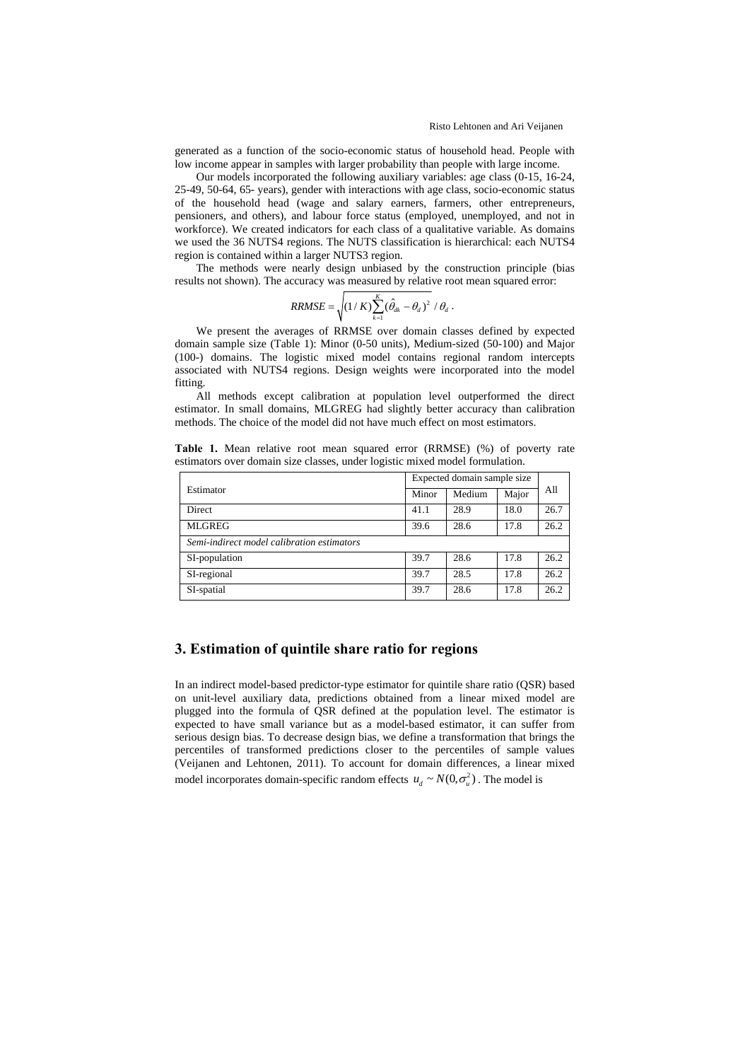generated as a function of the socio-economic status of household head. People with low income appear in samples with larger probability than people with large income.

Our models incorporated the following auxiliary variables: age class (0-15, 16-24, 25-49, 50-64, 65- years), gender with interactions with age class, socio-economic status of the household head (wage and salary earners, farmers, other entrepreneurs, pensioners, and others), and labour force status (employed, unemployed, and not in workforce). We created indicators for each class of a qualitative variable. As domains we used the 36 NUTS4 regions. The NUTS classification is hierarchical: each NUTS4 region is contained within a larger NUTS3 region.

The methods were nearly design unbiased by the construction principle (bias results not shown). The accuracy was measured by relative root mean squared error:

$$RRMSE = \sqrt{(1/K)\sum_{k=1}^{K}(\hat{\theta}_{dk} - \theta_d)^2} \; / \; \theta_d \, .$$

We present the averages of RRMSE over domain classes defined by expected domain sample size (Table 1): Minor (0-50 units), Medium-sized (50-100) and Major (100-) domains. The logistic mixed model contains regional random intercepts associated with NUTS4 regions. Design weights were incorporated into the model fitting.

All methods except calibration at population level outperformed the direct estimator. In small domains, MLGREG had slightly better accuracy than calibration methods. The choice of the model did not have much effect on most estimators.

**Table 1.** Mean relative root mean squared error (RRMSE) (%) of poverty rate estimators over domain size classes, under logistic mixed model formulation.

| Estimator | Expected domain sample size | | | All |
|---|---|---|---|---|
| | Minor | Medium | Major | |
| Direct | 41.1 | 28.9 | 18.0 | 26.7 |
| MLGREG | 39.6 | 28.6 | 17.8 | 26.2 |
| *Semi-indirect model calibration estimators* | | | | |
| SI-population | 39.7 | 28.6 | 17.8 | 26.2 |
| SI-regional | 39.7 | 28.5 | 17.8 | 26.2 |
| SI-spatial | 39.7 | 28.6 | 17.8 | 26.2 |

## 3. Estimation of quintile share ratio for regions

In an indirect model-based predictor-type estimator for quintile share ratio (QSR) based on unit-level auxiliary data, predictions obtained from a linear mixed model are plugged into the formula of QSR defined at the population level. The estimator is expected to have small variance but as a model-based estimator, it can suffer from serious design bias. To decrease design bias, we define a transformation that brings the percentiles of transformed predictions closer to the percentiles of sample values (Veijanen and Lehtonen, 2011). To account for domain differences, a linear mixed model incorporates domain-specific random effects $u_d \sim N(0,\sigma_u^2)$. The model is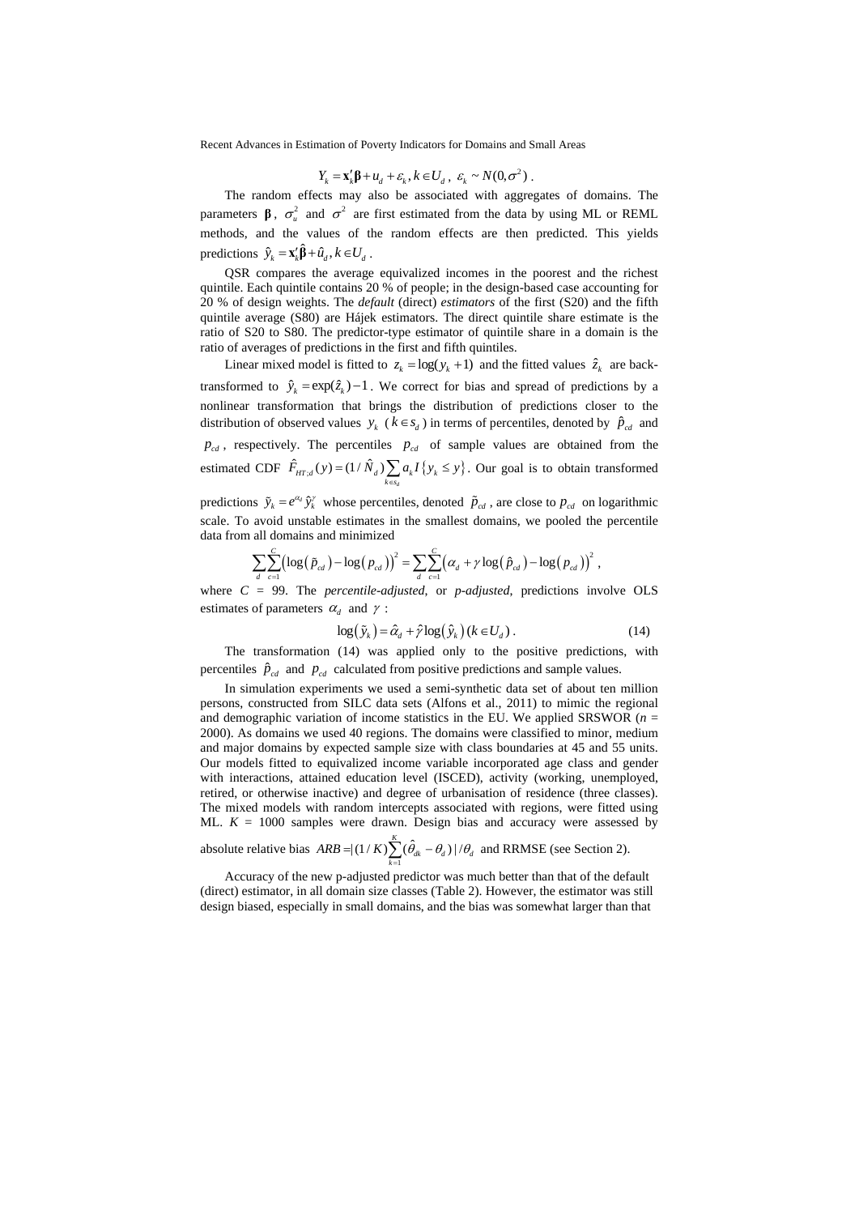$$Y_k = \mathbf{x}_k'\boldsymbol{\beta} + u_d + \varepsilon_k, k \in U_d, \ \varepsilon_k \sim N(0,\sigma^2) \ .$$

The random effects may also be associated with aggregates of domains. The parameters $\boldsymbol{\beta}$, $\sigma_u^2$ and $\sigma^2$ are first estimated from the data by using ML or REML methods, and the values of the random effects are then predicted. This yields predictions $\hat{y}_k = \mathbf{x}_k'\hat{\boldsymbol{\beta}} + \hat{u}_d, k \in U_d$ .

QSR compares the average equivalized incomes in the poorest and the richest quintile. Each quintile contains 20 % of people; in the design-based case accounting for 20 % of design weights. The *default* (direct) *estimators* of the first (S20) and the fifth quintile average (S80) are Hájek estimators. The direct quintile share estimate is the ratio of S20 to S80. The predictor-type estimator of quintile share in a domain is the ratio of averages of predictions in the first and fifth quintiles.

Linear mixed model is fitted to $z_k = \log(y_k + 1)$ and the fitted values $\hat{z}_k$ are back-transformed to $\hat{y}_k = \exp(\hat{z}_k) - 1$. We correct for bias and spread of predictions by a nonlinear transformation that brings the distribution of predictions closer to the distribution of observed values $y_k$ ($k \in s_d$) in terms of percentiles, denoted by $\hat{p}_{cd}$ and $p_{cd}$, respectively. The percentiles $p_{cd}$ of sample values are obtained from the estimated CDF $\hat{F}_{HT;d}(y) = (1/\hat{N}_d)\sum_{k \in s_d} a_k I\{y_k \le y\}$. Our goal is to obtain transformed predictions $\tilde{y}_k = e^{\alpha_d}\hat{y}_k^{\gamma}$ whose percentiles, denoted $\tilde{p}_{cd}$, are close to $p_{cd}$ on logarithmic scale. To avoid unstable estimates in the smallest domains, we pooled the percentile data from all domains and minimized

$$\sum_d \sum_{c=1}^{C} \left(\log\left(\tilde{p}_{cd}\right) - \log\left(p_{cd}\right)\right)^2 = \sum_d \sum_{c=1}^{C} \left(\alpha_d + \gamma \log\left(\hat{p}_{cd}\right) - \log\left(p_{cd}\right)\right)^2 ,$$

where $C$ = 99. The *percentile-adjusted*, or *p-adjusted*, predictions involve OLS estimates of parameters $\alpha_d$ and $\gamma$ :

$$\log\left(\tilde{y}_k\right) = \hat{\alpha}_d + \hat{\gamma}\log\left(\hat{y}_k\right) (k \in U_d) \ . \tag{14}$$

The transformation (14) was applied only to the positive predictions, with percentiles $\hat{p}_{cd}$ and $p_{cd}$ calculated from positive predictions and sample values.

In simulation experiments we used a semi-synthetic data set of about ten million persons, constructed from SILC data sets (Alfons et al., 2011) to mimic the regional and demographic variation of income statistics in the EU. We applied SRSWOR ($n$ = 2000). As domains we used 40 regions. The domains were classified to minor, medium and major domains by expected sample size with class boundaries at 45 and 55 units. Our models fitted to equivalized income variable incorporated age class and gender with interactions, attained education level (ISCED), activity (working, unemployed, retired, or otherwise inactive) and degree of urbanisation of residence (three classes). The mixed models with random intercepts associated with regions, were fitted using ML. $K$ = 1000 samples were drawn. Design bias and accuracy were assessed by absolute relative bias $ARB = |(1/K)\sum_{k=1}^{K}(\hat{\theta}_{dk} - \theta_d)|/\theta_d$ and RRMSE (see Section 2).

Accuracy of the new p-adjusted predictor was much better than that of the default (direct) estimator, in all domain size classes (Table 2). However, the estimator was still design biased, especially in small domains, and the bias was somewhat larger than that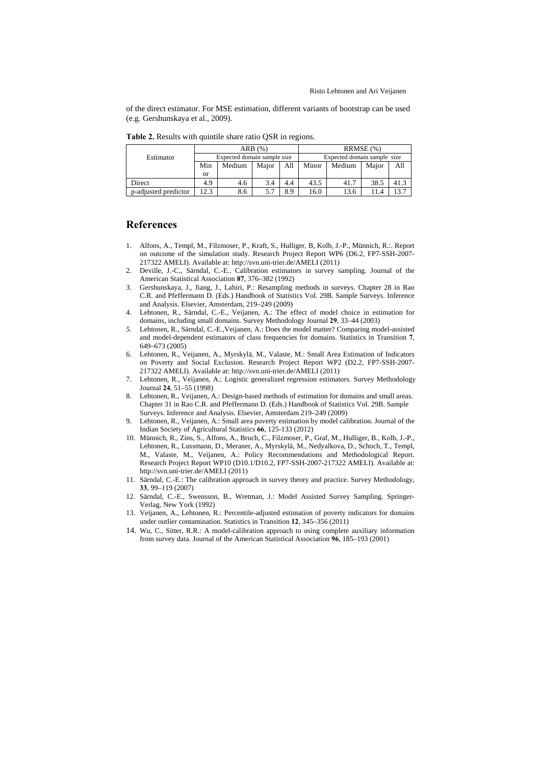of the direct estimator. For MSE estimation, different variants of bootstrap can be used (e.g. Gershunskaya et al., 2009).

**Table 2.** Results with quintile share ratio QSR in regions.

| Estimator | ARB (%) | | | | RRMSE (%) | | | |
|---|---|---|---|---|---|---|---|---|
| | Expected domain sample size | | | | Expected domain sample size | | | |
| | Minor | Medium | Major | All | Minor | Medium | Major | All |
| Direct | 4.9 | 4.6 | 3.4 | 4.4 | 43.5 | 41.7 | 38.5 | 41.3 |
| p-adjusted predictor | 12.3 | 8.6 | 5.7 | 8.9 | 16.0 | 13.6 | 11.4 | 13.7 |

## References

1. Alfons, A., Templ, M., Filzmoser, P., Kraft, S., Hulliger, B, Kolb, J.-P., Münnich, R.:. Report on outcome of the simulation study. Research Project Report WP6 (D6.2, FP7-SSH-2007-217322 AMELI). Available at: http://svn.uni-trier.de/AMELI (2011)
2. Deville, J.-C., Särndal, C.-E.. Calibration estimators in survey sampling. Journal of the American Statistical Association **87**, 376–382 (1992)
3. Gershunskaya, J., Jiang, J., Lahiri, P.: Resampling methods in surveys. Chapter 28 in Rao C.R. and Pfeffermann D. (Eds.) Handbook of Statistics Vol. 29B. Sample Surveys. Inference and Analysis. Elsevier, Amsterdam, 219–249 (2009)
4. Lehtonen, R., Särndal, C.-E., Veijanen, A.: The effect of model choice in estimation for domains, including small domains. Survey Methodology Journal **29**, 33–44 (2003)
5. Lehtonen, R., Särndal, C.-E.,Veijanen, A.: Does the model matter? Comparing model-assisted and model-dependent estimators of class frequencies for domains. Statistics in Transition **7**, 649–673 (2005)
6. Lehtonen, R., Veijanen, A., Myrskylä, M., Valaste, M.: Small Area Estimation of Indicators on Poverty and Social Exclusion. Research Project Report WP2 (D2.2, FP7-SSH-2007-217322 AMELI). Available at: http://svn.uni-trier.de/AMELI (2011)
7. Lehtonen, R., Veijanen, A.: Logistic generalized regression estimators. Survey Methodology Journal **24**, 51–55 (1998)
8. Lehtonen, R., Veijanen, A.: Design-based methods of estimation for domains and small areas. Chapter 31 in Rao C.R. and Pfeffermann D. (Eds.) Handbook of Statistics Vol. 29B. Sample Surveys. Inference and Analysis. Elsevier, Amsterdam 219–249 (2009)
9. Lehtonen, R., Veijanen, A.: Small area poverty estimation by model calibration. Journal of the Indian Society of Agricultural Statistics **66**, 125-133 (2012)
10. Münnich, R., Zins, S., Alfons, A., Bruch, C., Filzmoser, P., Graf, M., Hulliger, B., Kolb, J.-P., Lehtonen, R., Lussmann, D., Meraner, A., Myrskylä, M., Nedyalkova, D., Schoch, T., Templ, M., Valaste, M., Veijanen, A.: Policy Recommendations and Methodological Report. Research Project Report WP10 (D10.1/D10.2, FP7-SSH-2007-217322 AMELI). Available at: http://svn.uni-trier.de/AMELI (2011)
11. Särndal, C.-E.: The calibration approach in survey theory and practice. Survey Methodology, **33**, 99–119 (2007)
12. Särndal, C.-E., Swensson, B., Wretman, J.: Model Assisted Survey Sampling. Springer-Verlag, New York (1992)
13. Veijanen, A., Lehtonen, R.: Percentile-adjusted estimation of poverty indicators for domains under outlier contamination. Statistics in Transition **12**, 345–356 (2011)
14. Wu, C., Sitter, R.R.: A model-calibration approach to using complete auxiliary information from survey data. Journal of the American Statistical Association **96**, 185–193 (2001)